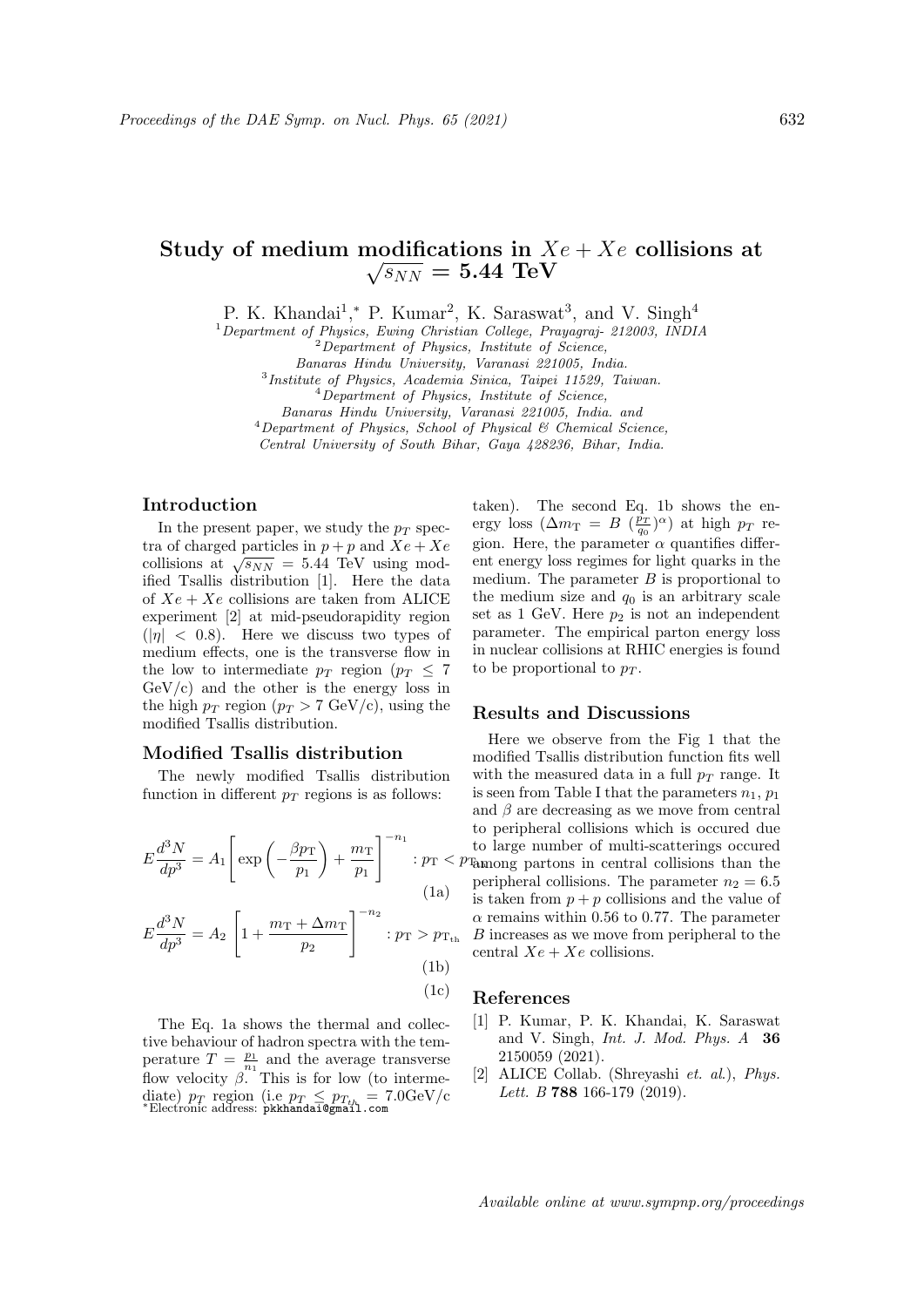# Study of medium modifications in $Xe + Xe$ collisions at $\sqrt{s_{NN}} = 5.44$ TeV

P. K. Khandai[1],* P. Kumar[2], K. Saraswat[3], and V. Singh[4]

[1]*Department of Physics, Ewing Christian College, Prayagraj- 212003, INDIA*
[2]*Department of Physics, Institute of Science, Banaras Hindu University, Varanasi 221005, India.*
[3]*Institute of Physics, Academia Sinica, Taipei 11529, Taiwan.*
[4]*Department of Physics, Institute of Science, Banaras Hindu University, Varanasi 221005, India. and*
[4]*Department of Physics, School of Physical & Chemical Science, Central University of South Bihar, Gaya 428236, Bihar, India.*

## Introduction

In the present paper, we study the $p_T$ spectra of charged particles in $p+p$ and $Xe+Xe$ collisions at $\sqrt{s_{NN}} = 5.44$ TeV using modified Tsallis distribution [1]. Here the data of $Xe+Xe$ collisions are taken from ALICE experiment [2] at mid-pseudorapidity region ($|\eta| < 0.8$). Here we discuss two types of medium effects, one is the transverse flow in the low to intermediate $p_T$ region ($p_T \leq 7$ GeV/c) and the other is the energy loss in the high $p_T$ region ($p_T > 7$ GeV/c), using the modified Tsallis distribution.

## Modified Tsallis distribution

The newly modified Tsallis distribution function in different $p_T$ regions is as follows:

$$E\frac{d^3N}{dp^3} = A_1\left[\exp\left(-\frac{\beta p_{\mathrm{T}}}{p_1}\right) + \frac{m_{\mathrm{T}}}{p_1}\right]^{-n_1} : p_{\mathrm{T}} < p_{\mathrm{T_{th}}} \tag{1a}$$

$$E\frac{d^3N}{dp^3} = A_2\left[1 + \frac{m_{\mathrm{T}} + \Delta m_{\mathrm{T}}}{p_2}\right]^{-n_2} : p_{\mathrm{T}} > p_{\mathrm{T_{th}}} \tag{1b}$$

(1c)

The Eq. 1a shows the thermal and collective behaviour of hadron spectra with the temperature $T = \frac{p_1}{n_1}$ and the average transverse flow velocity $\beta$. This is for low (to intermediate) $p_T$ region (i.e $p_T \leq p_{T_{th}} = 7.0$GeV/c taken). The second Eq. 1b shows the energy loss ($\Delta m_{\mathrm{T}} = B\ (\frac{p_T}{q_0})^{\alpha}$) at high $p_T$ region. Here, the parameter $\alpha$ quantifies different energy loss regimes for light quarks in the medium. The parameter $B$ is proportional to the medium size and $q_0$ is an arbitrary scale set as 1 GeV. Here $p_2$ is not an independent parameter. The empirical parton energy loss in nuclear collisions at RHIC energies is found to be proportional to $p_T$.

## Results and Discussions

Here we observe from the Fig 1 that the modified Tsallis distribution function fits well with the measured data in a full $p_T$ range. It is seen from Table I that the parameters $n_1$, $p_1$ and $\beta$ are decreasing as we move from central to peripheral collisions which is occured due to large number of multi-scatterings occured among partons in central collisions than the peripheral collisions. The parameter $n_2 = 6.5$ is taken from $p+p$ collisions and the value of $\alpha$ remains within 0.56 to 0.77. The parameter $B$ increases as we move from peripheral to the central $Xe+Xe$ collisions.

## References

[1] P. Kumar, P. K. Khandai, K. Saraswat and V. Singh, *Int. J. Mod. Phys. A* **36** 2150059 (2021).

[2] ALICE Collab. (Shreyashi *et. al.*), *Phys. Lett. B* **788** 166-179 (2019).

*Electronic address: pkkhandai@gmail.com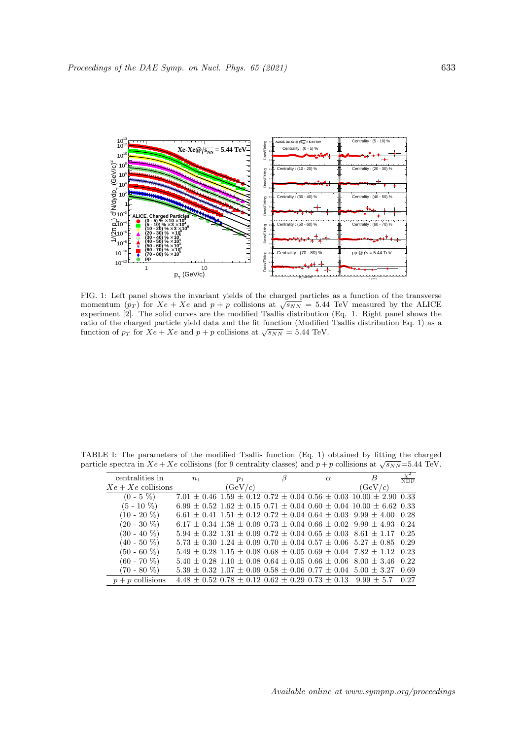Xe-Xe@$\sqrt{s_{NN}}$ = 5.44 TeV

$1/(2\pi\, p_T)\, d^2N/dydp_T\ (\mathrm{GeV}/c)^{-2}$

$p_T$ (GeV/c)

ALICE, Charged Particles
(0 - 5) % ×10 ×10⁷
(5 - 10) % ×3 ×10⁶
(10 - 20) % ×3 ×10⁶
(20 - 30) % ×10⁵
(30 - 40) % ×10⁵
(40 - 50) % ×10⁴
(50 - 60) % ×10³
(60 - 70) % ×10²
(70 - 80) % ×10⁰
pp

ALICE, Xe-Xe @ $\sqrt{s_{NN}}$ = 5.44 TeV

Data/Fitting

Centrality : (0 - 5) %

Centrality : (5 - 10) %

Centrality : (10 - 20) %

Centrality : (20 - 30) %

Centrality : (30 - 40) %

Centrality : (40 - 50) %

Centrality : (50 - 60) %

Centrality : (60 - 70) %

Centrality : (70 - 80) %

pp @ $\sqrt{s}$ = 5.44 TeV

FIG. 1: Left panel shows the invariant yields of the charged particles as a function of the transverse momentum ($p_T$) for $Xe + Xe$ and $p + p$ collisions at $\sqrt{s_{NN}}$ = 5.44 TeV measured by the ALICE experiment [2]. The solid curves are the modified Tsallis distribution (Eq. 1. Right panel shows the ratio of the charged particle yield data and the fit function (Modified Tsallis distribution Eq. 1) as a function of $p_T$ for $Xe + Xe$ and $p + p$ collisions at $\sqrt{s_{NN}}$ = 5.44 TeV.

TABLE I: The parameters of the modified Tsallis function (Eq. 1) obtained by fitting the charged particle spectra in $Xe + Xe$ collisions (for 9 centrality classes) and $p + p$ collisions at $\sqrt{s_{NN}}$=5.44 TeV.

| centralities in $Xe + Xe$ collisions | $n_1$ | $p_1$ (GeV/$c$) | $\beta$ | $\alpha$ | $B$ (GeV/$c$) | $\frac{\chi^2}{\mathrm{NDF}}$ |
|---|---|---|---|---|---|---|
| (0 - 5 %) | 7.01 ± 0.46 | 1.59 ± 0.12 | 0.72 ± 0.04 | 0.56 ± 0.03 | 10.00 ± 2.90 | 0.33 |
| (5 - 10 %) | 6.99 ± 0.52 | 1.62 ± 0.15 | 0.71 ± 0.04 | 0.60 ± 0.04 | 10.00 ± 6.62 | 0.33 |
| (10 - 20 %) | 6.61 ± 0.41 | 1.51 ± 0.12 | 0.72 ± 0.04 | 0.64 ± 0.03 | 9.99 ± 4.00 | 0.28 |
| (20 - 30 %) | 6.17 ± 0.34 | 1.38 ± 0.09 | 0.73 ± 0.04 | 0.66 ± 0.02 | 9.99 ± 4.93 | 0.24 |
| (30 - 40 %) | 5.94 ± 0.32 | 1.31 ± 0.09 | 0.72 ± 0.04 | 0.65 ± 0.03 | 8.61 ± 1.17 | 0.25 |
| (40 - 50 %) | 5.73 ± 0.30 | 1.24 ± 0.09 | 0.70 ± 0.04 | 0.57 ± 0.06 | 5.27 ± 0.85 | 0.29 |
| (50 - 60 %) | 5.49 ± 0.28 | 1.15 ± 0.08 | 0.68 ± 0.05 | 0.69 ± 0.04 | 7.82 ± 1.12 | 0.23 |
| (60 - 70 %) | 5.40 ± 0.28 | 1.10 ± 0.08 | 0.64 ± 0.05 | 0.66 ± 0.06 | 8.00 ± 3.46 | 0.22 |
| (70 - 80 %) | 5.39 ± 0.32 | 1.07 ± 0.09 | 0.58 ± 0.06 | 0.77 ± 0.04 | 5.00 ± 3.27 | 0.69 |
| $p + p$ collisions | 4.48 ± 0.52 | 0.78 ± 0.12 | 0.62 ± 0.29 | 0.73 ± 0.13 | 9.99 ± 5.7 | 0.27 |